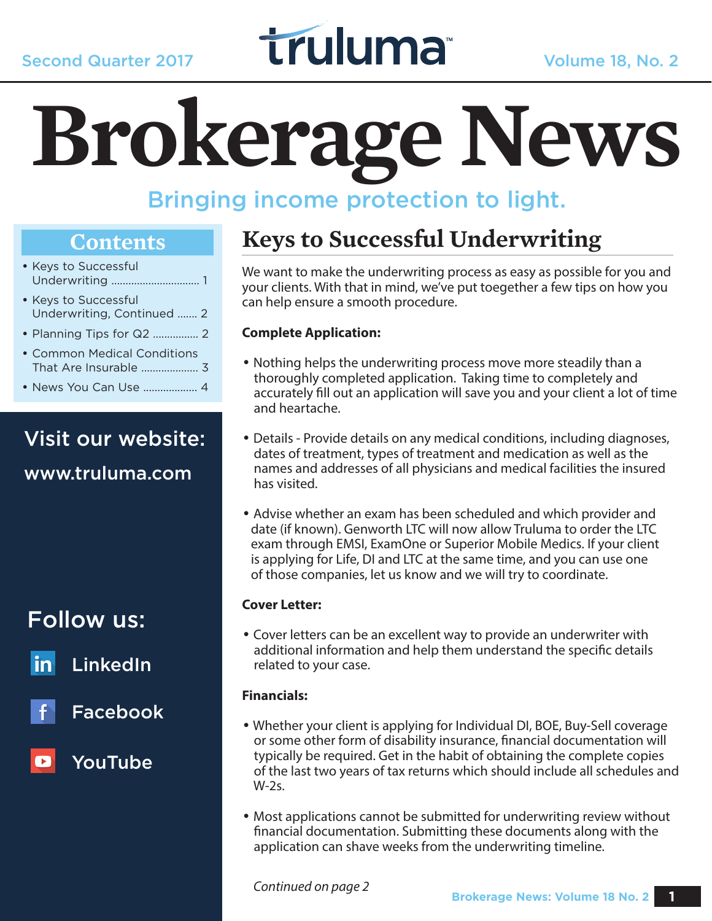Second Quarter 2017

truluma

Volume 18, No. 2

# Brokerage News

Bringing income protection to light.

## Contents

- Keys to Successful Underwriting .............................. 1
- Keys to Successful Underwriting, Continued ....... 2
- Planning Tips for Q2 ................ 2
- Common Medical Conditions That Are Insurable .................... 3
- News You Can Use .................. 4

Visit our website:

www.truluma.com

Follow us:

LinkedIn

Facebook

YouTube

## Keys to Successful Underwriting

We want to make the underwriting process as easy as possible for you and your clients. With that in mind, we've put toegether a few tips on how you can help ensure a smooth procedure.

**Complete Application:**

- Nothing helps the underwriting process move more steadily than a thoroughly completed application. Taking time to completely and accurately fill out an application will save you and your client a lot of time and heartache.

- Details - Provide details on any medical conditions, including diagnoses, dates of treatment, types of treatment and medication as well as the names and addresses of all physicians and medical facilities the insured has visited.

- Advise whether an exam has been scheduled and which provider and date (if known). Genworth LTC will now allow Truluma to order the LTC exam through EMSI, ExamOne or Superior Mobile Medics. If your client is applying for Life, DI and LTC at the same time, and you can use one of those companies, let us know and we will try to coordinate.

**Cover Letter:**

- Cover letters can be an excellent way to provide an underwriter with additional information and help them understand the specific details related to your case.

**Financials:**

- Whether your client is applying for Individual DI, BOE, Buy-Sell coverage or some other form of disability insurance, financial documentation will typically be required. Get in the habit of obtaining the complete copies of the last two years of tax returns which should include all schedules and W-2s.

- Most applications cannot be submitted for underwriting review without financial documentation. Submitting these documents along with the application can shave weeks from the underwriting timeline.

*Continued on page 2*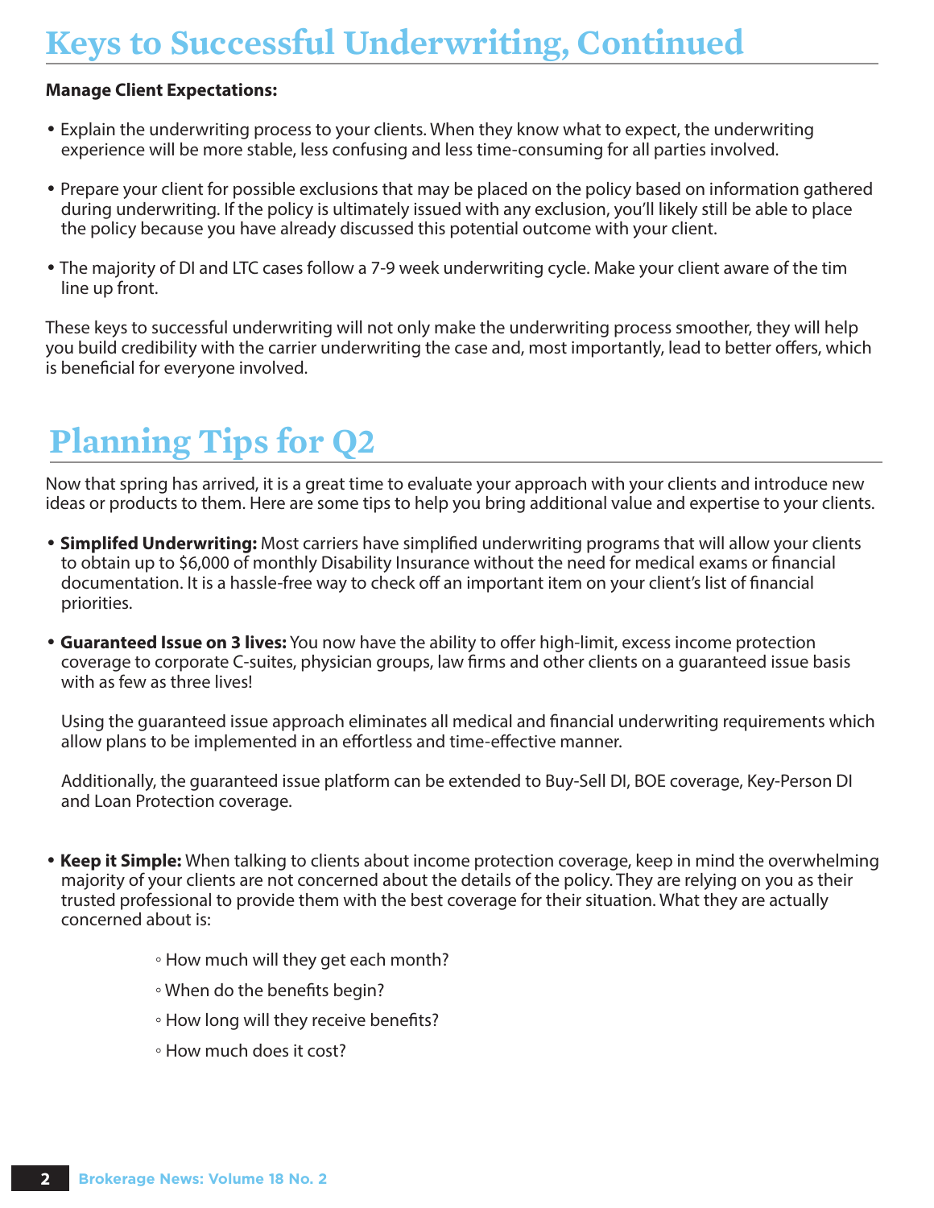# Keys to Successful Underwriting, Continued

**Manage Client Expectations:**

- Explain the underwriting process to your clients. When they know what to expect, the underwriting experience will be more stable, less confusing and less time-consuming for all parties involved.

- Prepare your client for possible exclusions that may be placed on the policy based on information gathered during underwriting. If the policy is ultimately issued with any exclusion, you'll likely still be able to place the policy because you have already discussed this potential outcome with your client.

- The majority of DI and LTC cases follow a 7-9 week underwriting cycle. Make your client aware of the tim line up front.

These keys to successful underwriting will not only make the underwriting process smoother, they will help you build credibility with the carrier underwriting the case and, most importantly, lead to better offers, which is beneficial for everyone involved.

# Planning Tips for Q2

Now that spring has arrived, it is a great time to evaluate your approach with your clients and introduce new ideas or products to them. Here are some tips to help you bring additional value and expertise to your clients.

- **Simplifed Underwriting:** Most carriers have simplified underwriting programs that will allow your clients to obtain up to $6,000 of monthly Disability Insurance without the need for medical exams or financial documentation. It is a hassle-free way to check off an important item on your client's list of financial priorities.

- **Guaranteed Issue on 3 lives:** You now have the ability to offer high-limit, excess income protection coverage to corporate C-suites, physician groups, law firms and other clients on a guaranteed issue basis with as few as three lives!

  Using the guaranteed issue approach eliminates all medical and financial underwriting requirements which allow plans to be implemented in an effortless and time-effective manner.

  Additionally, the guaranteed issue platform can be extended to Buy-Sell DI, BOE coverage, Key-Person DI and Loan Protection coverage.

- **Keep it Simple:** When talking to clients about income protection coverage, keep in mind the overwhelming majority of your clients are not concerned about the details of the policy. They are relying on you as their trusted professional to provide them with the best coverage for their situation. What they are actually concerned about is:

  - How much will they get each month?
  - When do the benefits begin?
  - How long will they receive benefits?
  - How much does it cost?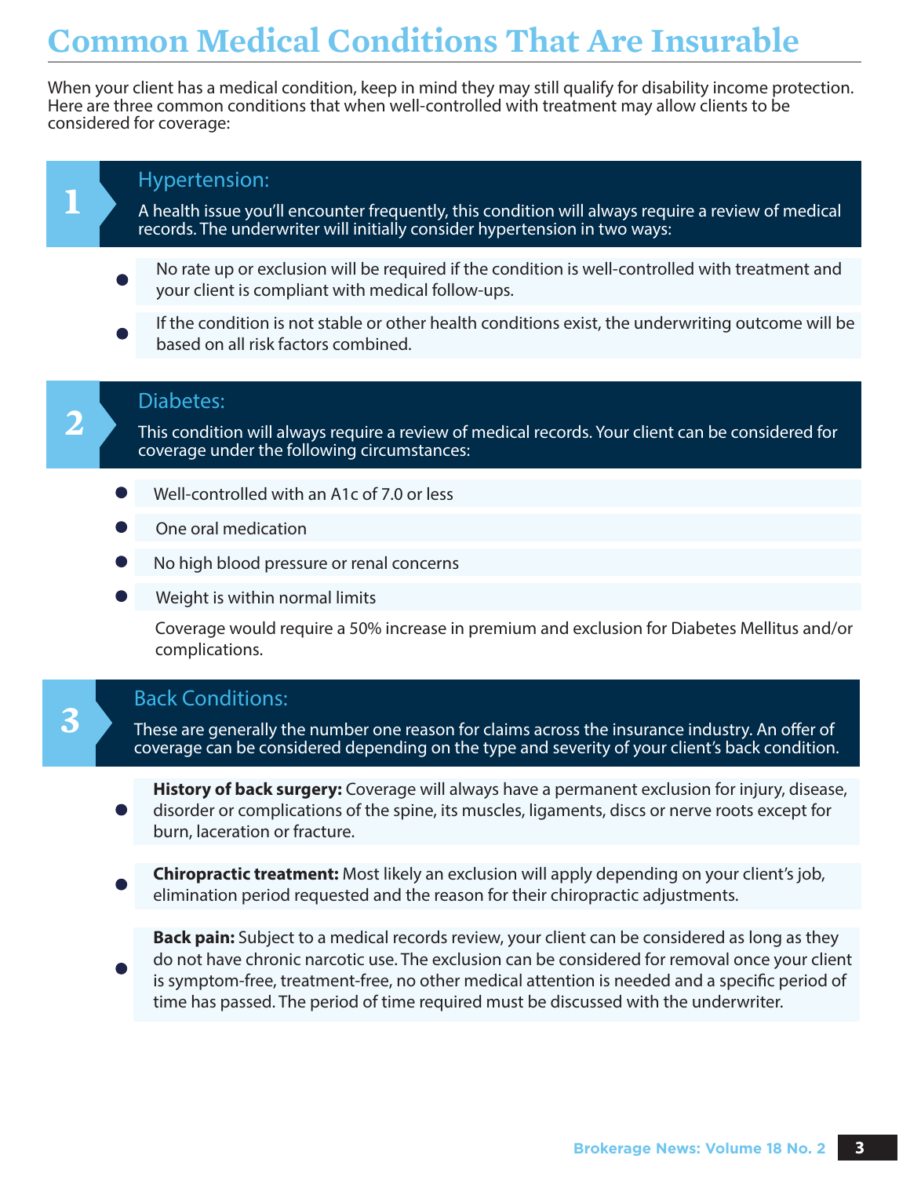# Common Medical Conditions That Are Insurable

When your client has a medical condition, keep in mind they may still qualify for disability income protection. Here are three common conditions that when well-controlled with treatment may allow clients to be considered for coverage:

## 1 Hypertension:

A health issue you'll encounter frequently, this condition will always require a review of medical records. The underwriter will initially consider hypertension in two ways:

- No rate up or exclusion will be required if the condition is well-controlled with treatment and your client is compliant with medical follow-ups.
- If the condition is not stable or other health conditions exist, the underwriting outcome will be based on all risk factors combined.

## 2 Diabetes:

This condition will always require a review of medical records. Your client can be considered for coverage under the following circumstances:

- Well-controlled with an A1c of 7.0 or less
- One oral medication
- No high blood pressure or renal concerns
- Weight is within normal limits

Coverage would require a 50% increase in premium and exclusion for Diabetes Mellitus and/or complications.

## 3 Back Conditions:

These are generally the number one reason for claims across the insurance industry. An offer of coverage can be considered depending on the type and severity of your client's back condition.

- **History of back surgery:** Coverage will always have a permanent exclusion for injury, disease, disorder or complications of the spine, its muscles, ligaments, discs or nerve roots except for burn, laceration or fracture.
- **Chiropractic treatment:** Most likely an exclusion will apply depending on your client's job, elimination period requested and the reason for their chiropractic adjustments.
- **Back pain:** Subject to a medical records review, your client can be considered as long as they do not have chronic narcotic use. The exclusion can be considered for removal once your client is symptom-free, treatment-free, no other medical attention is needed and a specific period of time has passed. The period of time required must be discussed with the underwriter.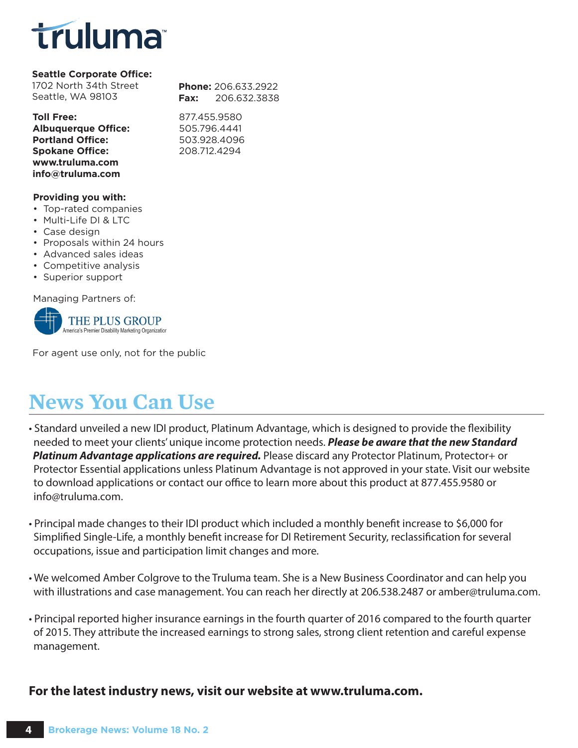truluma™

**Seattle Corporate Office:**
1702 North 34th Street
Seattle, WA 98103

**Phone:** 206.633.2922
**Fax:** 206.632.3838

**Toll Free:** 877.455.9580
**Albuquerque Office:** 505.796.4441
**Portland Office:** 503.928.4096
**Spokane Office:** 208.712.4294
**www.truluma.com**
**info@truluma.com**

**Providing you with:**

- Top-rated companies
- Multi-Life DI & LTC
- Case design
- Proposals within 24 hours
- Advanced sales ideas
- Competitive analysis
- Superior support

Managing Partners of:

THE PLUS GROUP
America's Premier Disability Marketing Organization

For agent use only, not for the public

# News You Can Use

- Standard unveiled a new IDI product, Platinum Advantage, which is designed to provide the flexibility needed to meet your clients' unique income protection needs. ***Please be aware that the new Standard Platinum Advantage applications are required.*** Please discard any Protector Platinum, Protector+ or Protector Essential applications unless Platinum Advantage is not approved in your state. Visit our website to download applications or contact our office to learn more about this product at 877.455.9580 or info@truluma.com.

- Principal made changes to their IDI product which included a monthly benefit increase to $6,000 for Simplified Single-Life, a monthly benefit increase for DI Retirement Security, reclassification for several occupations, issue and participation limit changes and more.

- We welcomed Amber Colgrove to the Truluma team. She is a New Business Coordinator and can help you with illustrations and case management. You can reach her directly at 206.538.2487 or amber@truluma.com.

- Principal reported higher insurance earnings in the fourth quarter of 2016 compared to the fourth quarter of 2015. They attribute the increased earnings to strong sales, strong client retention and careful expense management.

**For the latest industry news, visit our website at www.truluma.com.**